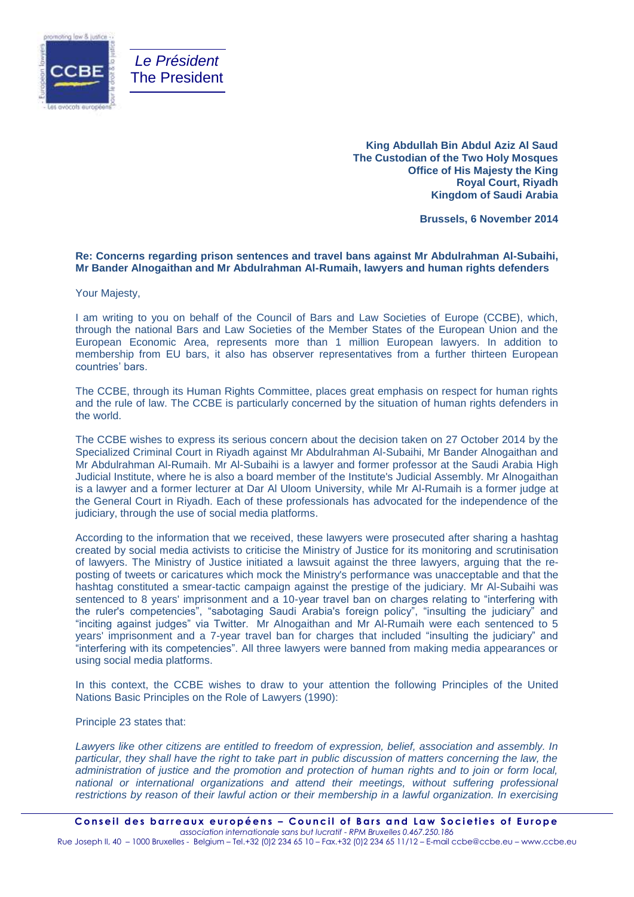*Le Président*
The President

**King Abdullah Bin Abdul Aziz Al Saud**
**The Custodian of the Two Holy Mosques**
**Office of His Majesty the King**
**Royal Court, Riyadh**
**Kingdom of Saudi Arabia**

**Brussels, 6 November 2014**

**Re: Concerns regarding prison sentences and travel bans against Mr Abdulrahman Al-Subaihi, Mr Bander Alnogaithan and Mr Abdulrahman Al-Rumaih, lawyers and human rights defenders**

Your Majesty,

I am writing to you on behalf of the Council of Bars and Law Societies of Europe (CCBE), which, through the national Bars and Law Societies of the Member States of the European Union and the European Economic Area, represents more than 1 million European lawyers. In addition to membership from EU bars, it also has observer representatives from a further thirteen European countries' bars.

The CCBE, through its Human Rights Committee, places great emphasis on respect for human rights and the rule of law. The CCBE is particularly concerned by the situation of human rights defenders in the world.

The CCBE wishes to express its serious concern about the decision taken on 27 October 2014 by the Specialized Criminal Court in Riyadh against Mr Abdulrahman Al-Subaihi, Mr Bander Alnogaithan and Mr Abdulrahman Al-Rumaih. Mr Al-Subaihi is a lawyer and former professor at the Saudi Arabia High Judicial Institute, where he is also a board member of the Institute's Judicial Assembly. Mr Alnogaithan is a lawyer and a former lecturer at Dar Al Uloom University, while Mr Al-Rumaih is a former judge at the General Court in Riyadh. Each of these professionals has advocated for the independence of the judiciary, through the use of social media platforms.

According to the information that we received, these lawyers were prosecuted after sharing a hashtag created by social media activists to criticise the Ministry of Justice for its monitoring and scrutinisation of lawyers. The Ministry of Justice initiated a lawsuit against the three lawyers, arguing that the re-posting of tweets or caricatures which mock the Ministry's performance was unacceptable and that the hashtag constituted a smear-tactic campaign against the prestige of the judiciary. Mr Al-Subaihi was sentenced to 8 years' imprisonment and a 10-year travel ban on charges relating to "interfering with the ruler's competencies", "sabotaging Saudi Arabia's foreign policy", "insulting the judiciary" and "inciting against judges" via Twitter. Mr Alnogaithan and Mr Al-Rumaih were each sentenced to 5 years' imprisonment and a 7-year travel ban for charges that included "insulting the judiciary" and "interfering with its competencies". All three lawyers were banned from making media appearances or using social media platforms.

In this context, the CCBE wishes to draw to your attention the following Principles of the United Nations Basic Principles on the Role of Lawyers (1990):

Principle 23 states that:

*Lawyers like other citizens are entitled to freedom of expression, belief, association and assembly. In particular, they shall have the right to take part in public discussion of matters concerning the law, the administration of justice and the promotion and protection of human rights and to join or form local, national or international organizations and attend their meetings, without suffering professional restrictions by reason of their lawful action or their membership in a lawful organization. In exercising*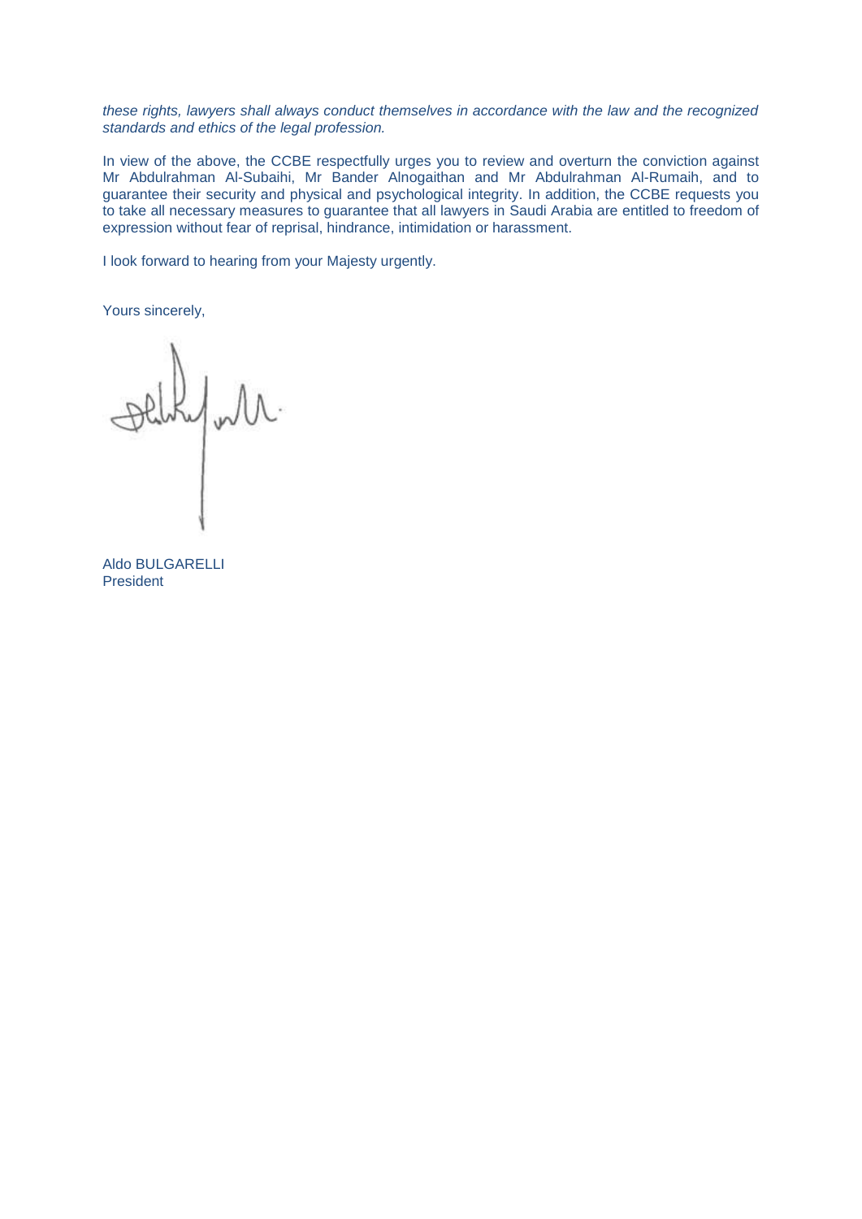*these rights, lawyers shall always conduct themselves in accordance with the law and the recognized standards and ethics of the legal profession.*

In view of the above, the CCBE respectfully urges you to review and overturn the conviction against Mr Abdulrahman Al-Subaihi, Mr Bander Alnogaithan and Mr Abdulrahman Al-Rumaih, and to guarantee their security and physical and psychological integrity. In addition, the CCBE requests you to take all necessary measures to guarantee that all lawyers in Saudi Arabia are entitled to freedom of expression without fear of reprisal, hindrance, intimidation or harassment.

I look forward to hearing from your Majesty urgently.

Yours sincerely,

Aldo BULGARELLI
President